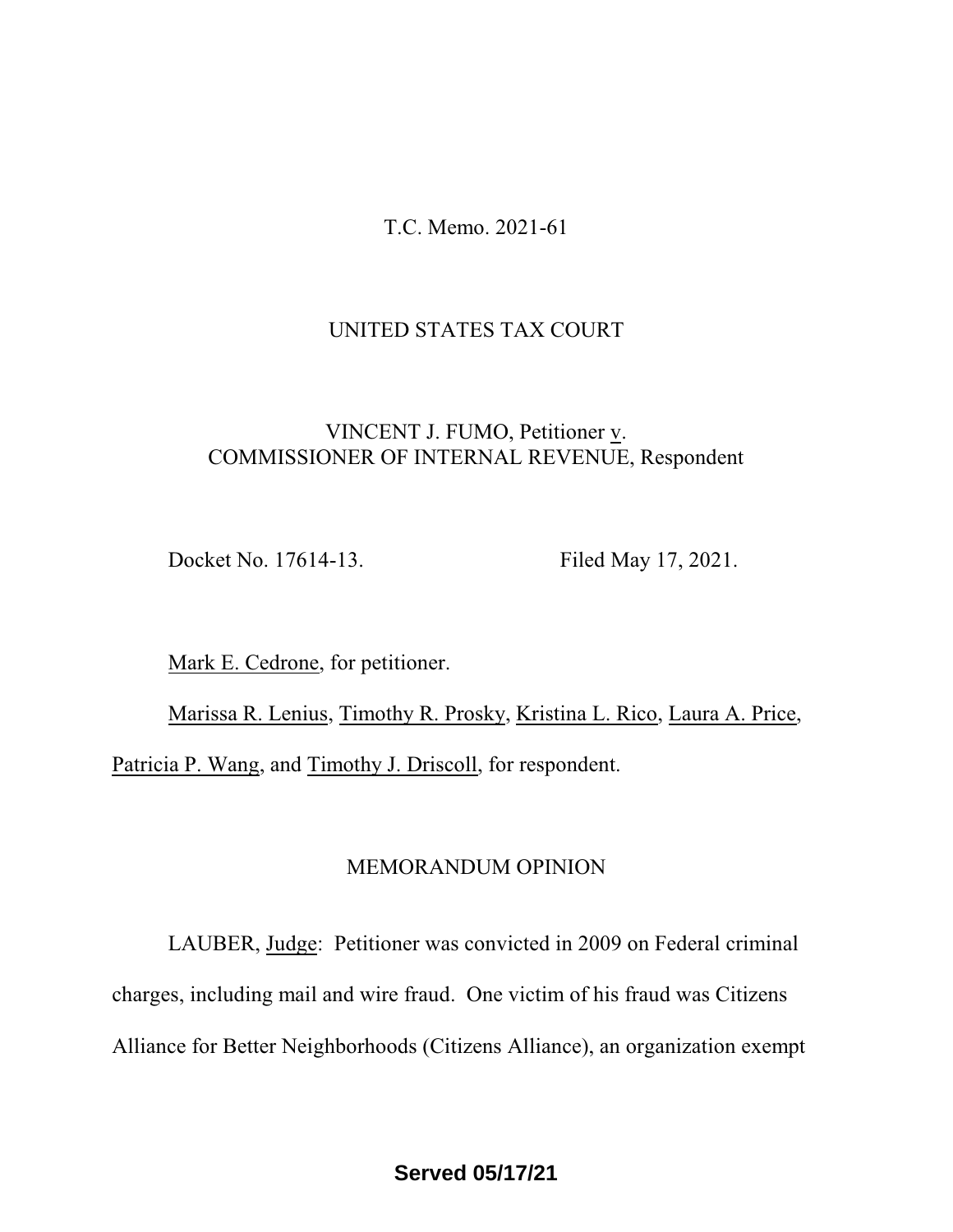T.C. Memo. 2021-61

UNITED STATES TAX COURT

VINCENT J. FUMO, Petitioner v. COMMISSIONER OF INTERNAL REVENUE, Respondent

Docket No. 17614-13. Filed May 17, 2021.

Mark E. Cedrone, for petitioner.

Marissa R. Lenius, Timothy R. Prosky, Kristina L. Rico, Laura A. Price, Patricia P. Wang, and Timothy J. Driscoll, for respondent.

## MEMORANDUM OPINION

LAUBER, Judge: Petitioner was convicted in 2009 on Federal criminal charges, including mail and wire fraud. One victim of his fraud was Citizens Alliance for Better Neighborhoods (Citizens Alliance), an organization exempt

**Served 05/17/21**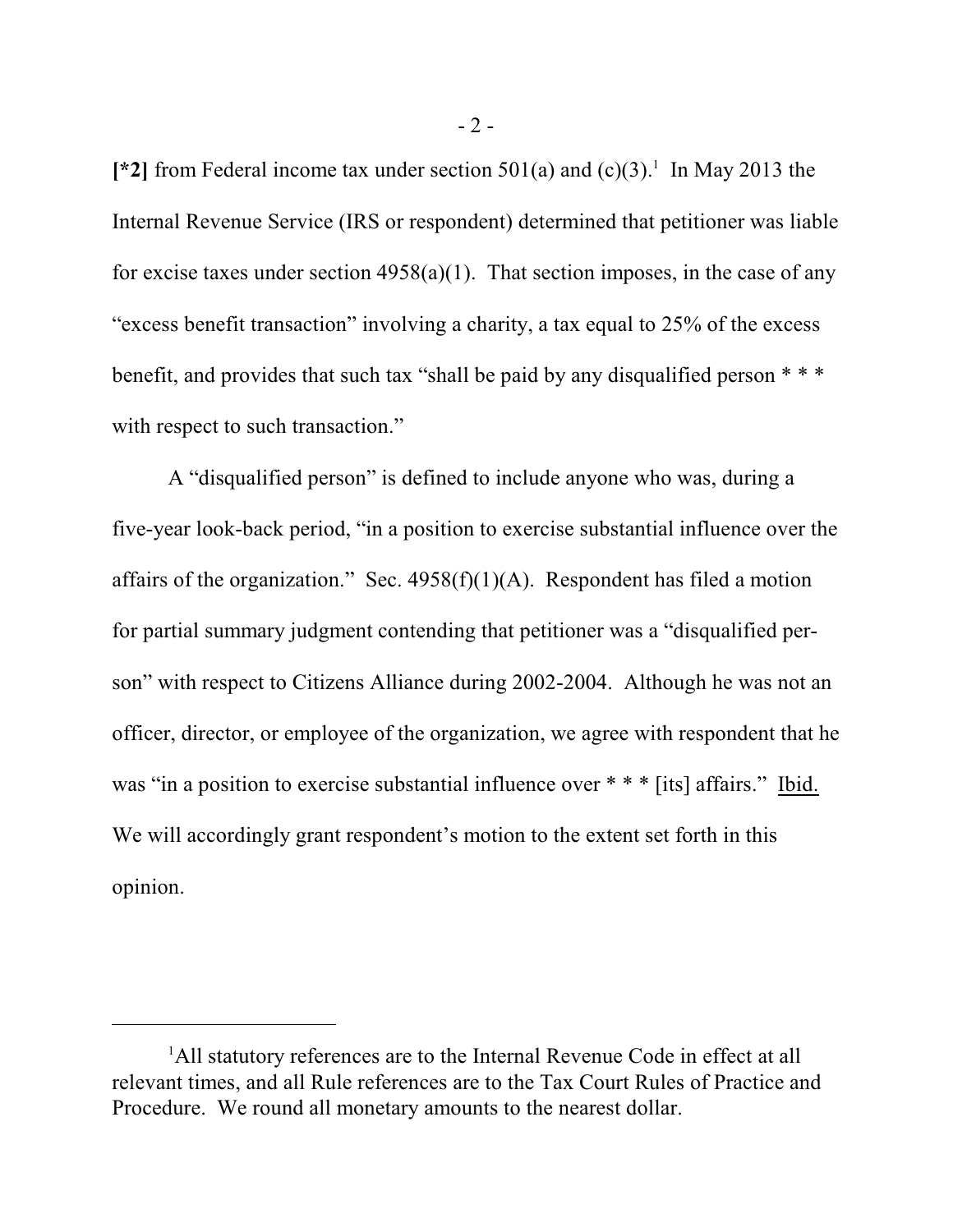[*2] from Federal income tax under section 501(a) and (c)(3).[1] In May 2013 the Internal Revenue Service (IRS or respondent) determined that petitioner was liable for excise taxes under section 4958(a)(1). That section imposes, in the case of any "excess benefit transaction" involving a charity, a tax equal to 25% of the excess benefit, and provides that such tax "shall be paid by any disqualified person * * * with respect to such transaction."

A "disqualified person" is defined to include anyone who was, during a five-year look-back period, "in a position to exercise substantial influence over the affairs of the organization." Sec. 4958(f)(1)(A). Respondent has filed a motion for partial summary judgment contending that petitioner was a "disqualified person" with respect to Citizens Alliance during 2002-2004. Although he was not an officer, director, or employee of the organization, we agree with respondent that he was "in a position to exercise substantial influence over * * * [its] affairs." Ibid. We will accordingly grant respondent's motion to the extent set forth in this opinion.

---

[1] All statutory references are to the Internal Revenue Code in effect at all relevant times, and all Rule references are to the Tax Court Rules of Practice and Procedure. We round all monetary amounts to the nearest dollar.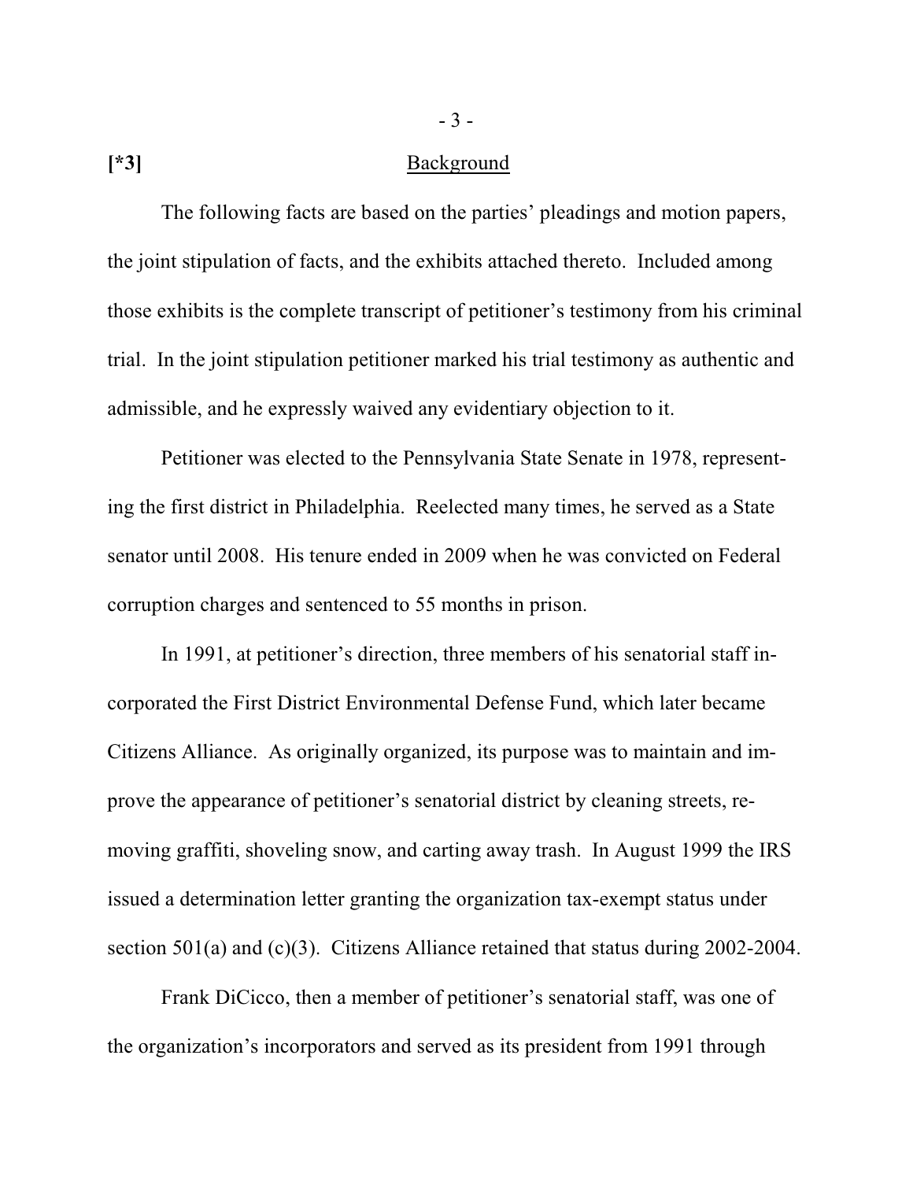[*3]

## Background

The following facts are based on the parties' pleadings and motion papers, the joint stipulation of facts, and the exhibits attached thereto. Included among those exhibits is the complete transcript of petitioner's testimony from his criminal trial. In the joint stipulation petitioner marked his trial testimony as authentic and admissible, and he expressly waived any evidentiary objection to it.

Petitioner was elected to the Pennsylvania State Senate in 1978, representing the first district in Philadelphia. Reelected many times, he served as a State senator until 2008. His tenure ended in 2009 when he was convicted on Federal corruption charges and sentenced to 55 months in prison.

In 1991, at petitioner's direction, three members of his senatorial staff incorporated the First District Environmental Defense Fund, which later became Citizens Alliance. As originally organized, its purpose was to maintain and improve the appearance of petitioner's senatorial district by cleaning streets, removing graffiti, shoveling snow, and carting away trash. In August 1999 the IRS issued a determination letter granting the organization tax-exempt status under section 501(a) and (c)(3). Citizens Alliance retained that status during 2002-2004.

Frank DiCicco, then a member of petitioner's senatorial staff, was one of the organization's incorporators and served as its president from 1991 through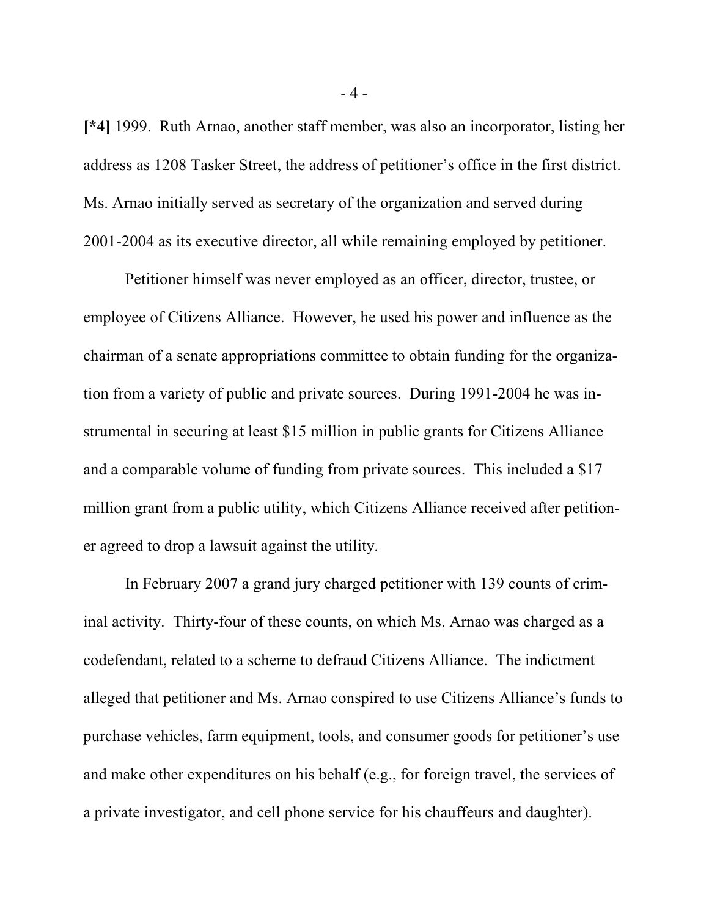**[*4]** 1999. Ruth Arnao, another staff member, was also an incorporator, listing her address as 1208 Tasker Street, the address of petitioner's office in the first district. Ms. Arnao initially served as secretary of the organization and served during 2001-2004 as its executive director, all while remaining employed by petitioner.

Petitioner himself was never employed as an officer, director, trustee, or employee of Citizens Alliance. However, he used his power and influence as the chairman of a senate appropriations committee to obtain funding for the organization from a variety of public and private sources. During 1991-2004 he was instrumental in securing at least $15 million in public grants for Citizens Alliance and a comparable volume of funding from private sources. This included a $17 million grant from a public utility, which Citizens Alliance received after petitioner agreed to drop a lawsuit against the utility.

In February 2007 a grand jury charged petitioner with 139 counts of criminal activity. Thirty-four of these counts, on which Ms. Arnao was charged as a codefendant, related to a scheme to defraud Citizens Alliance. The indictment alleged that petitioner and Ms. Arnao conspired to use Citizens Alliance's funds to purchase vehicles, farm equipment, tools, and consumer goods for petitioner's use and make other expenditures on his behalf (e.g., for foreign travel, the services of a private investigator, and cell phone service for his chauffeurs and daughter).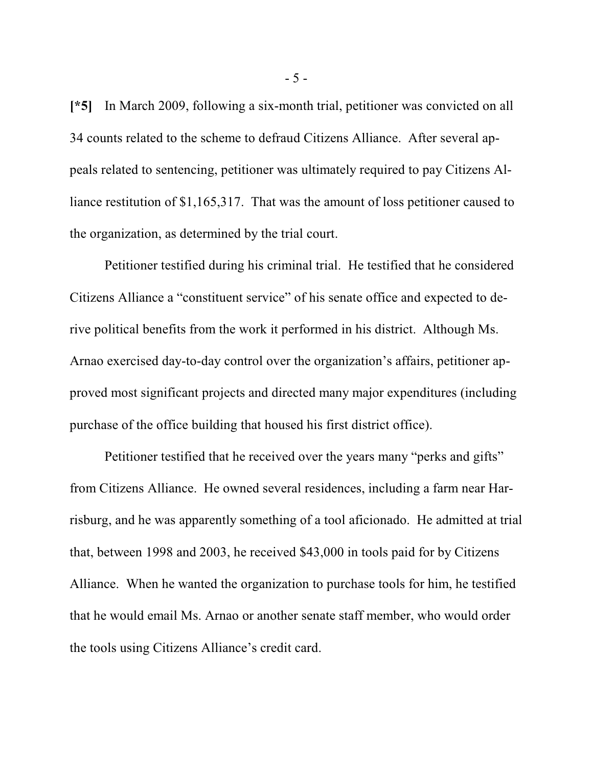**[*5]** In March 2009, following a six-month trial, petitioner was convicted on all 34 counts related to the scheme to defraud Citizens Alliance. After several appeals related to sentencing, petitioner was ultimately required to pay Citizens Alliance restitution of $1,165,317. That was the amount of loss petitioner caused to the organization, as determined by the trial court.

Petitioner testified during his criminal trial. He testified that he considered Citizens Alliance a "constituent service" of his senate office and expected to derive political benefits from the work it performed in his district. Although Ms. Arnao exercised day-to-day control over the organization's affairs, petitioner approved most significant projects and directed many major expenditures (including purchase of the office building that housed his first district office).

Petitioner testified that he received over the years many "perks and gifts" from Citizens Alliance. He owned several residences, including a farm near Harrisburg, and he was apparently something of a tool aficionado. He admitted at trial that, between 1998 and 2003, he received $43,000 in tools paid for by Citizens Alliance. When he wanted the organization to purchase tools for him, he testified that he would email Ms. Arnao or another senate staff member, who would order the tools using Citizens Alliance's credit card.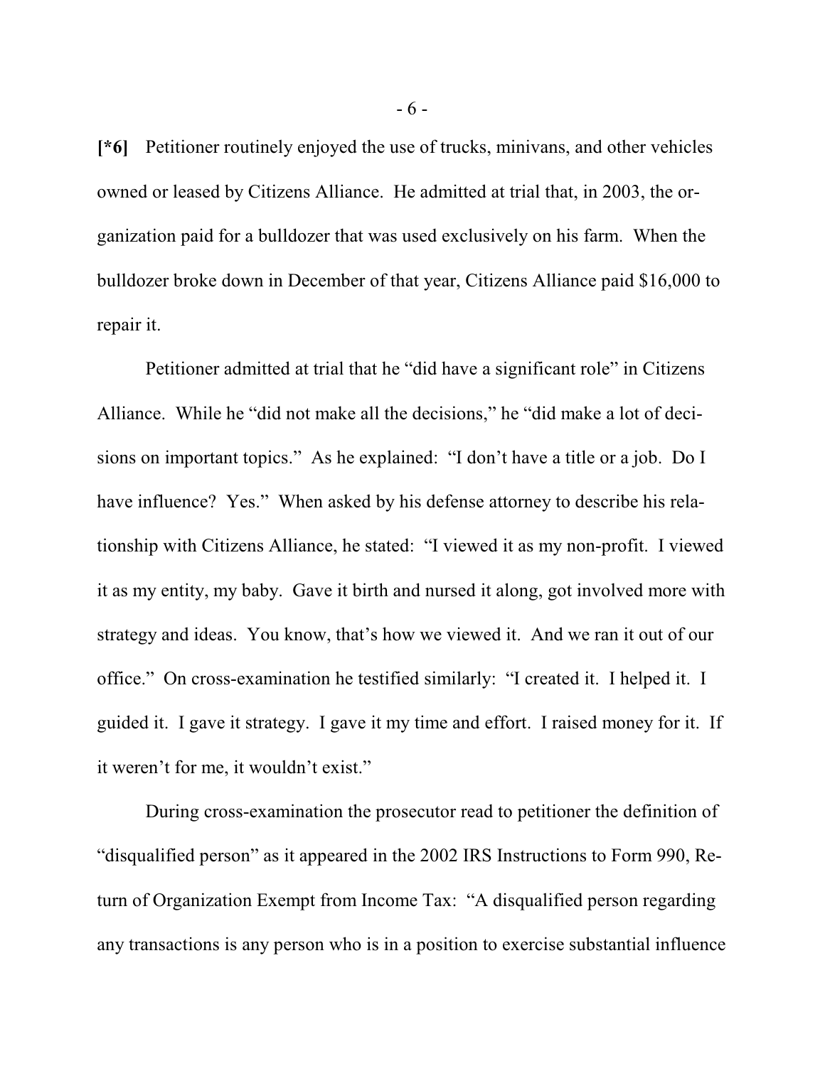[*6] Petitioner routinely enjoyed the use of trucks, minivans, and other vehicles owned or leased by Citizens Alliance. He admitted at trial that, in 2003, the organization paid for a bulldozer that was used exclusively on his farm. When the bulldozer broke down in December of that year, Citizens Alliance paid $16,000 to repair it.

Petitioner admitted at trial that he "did have a significant role" in Citizens Alliance. While he "did not make all the decisions," he "did make a lot of decisions on important topics." As he explained: "I don't have a title or a job. Do I have influence? Yes." When asked by his defense attorney to describe his relationship with Citizens Alliance, he stated: "I viewed it as my non-profit. I viewed it as my entity, my baby. Gave it birth and nursed it along, got involved more with strategy and ideas. You know, that's how we viewed it. And we ran it out of our office." On cross-examination he testified similarly: "I created it. I helped it. I guided it. I gave it strategy. I gave it my time and effort. I raised money for it. If it weren't for me, it wouldn't exist."

During cross-examination the prosecutor read to petitioner the definition of "disqualified person" as it appeared in the 2002 IRS Instructions to Form 990, Return of Organization Exempt from Income Tax: "A disqualified person regarding any transactions is any person who is in a position to exercise substantial influence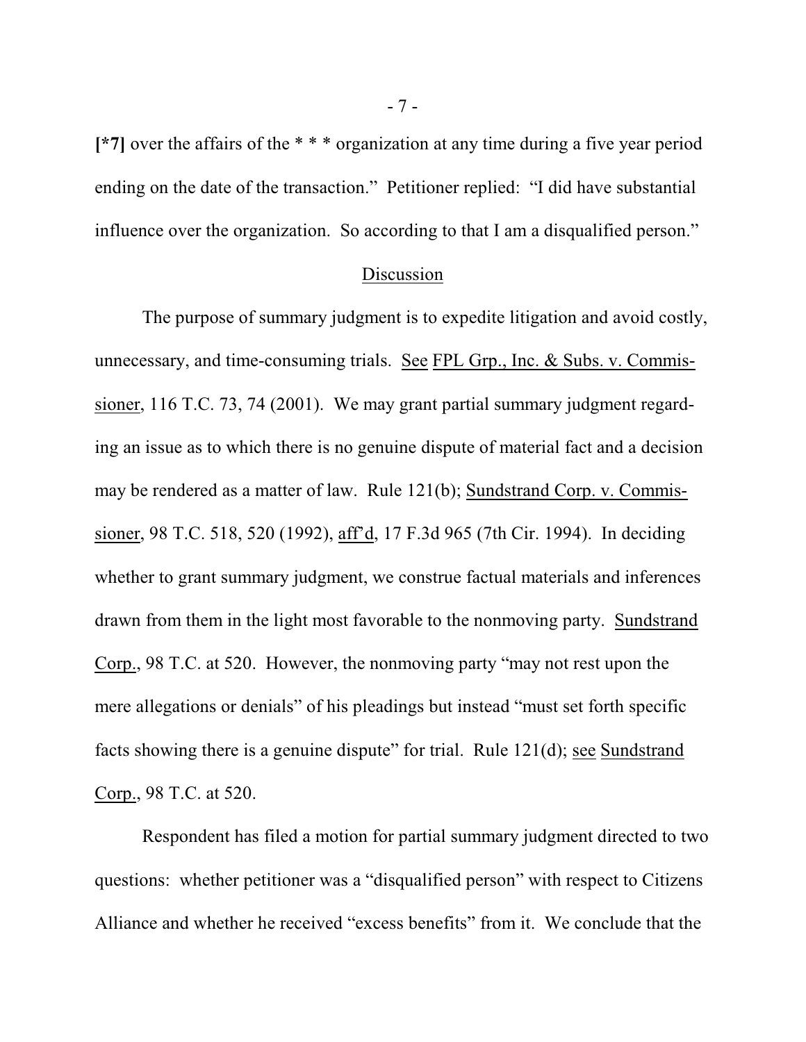**[*7]** over the affairs of the * * * organization at any time during a five year period ending on the date of the transaction." Petitioner replied: "I did have substantial influence over the organization. So according to that I am a disqualified person."

## Discussion

The purpose of summary judgment is to expedite litigation and avoid costly, unnecessary, and time-consuming trials. See FPL Grp., Inc. & Subs. v. Commissioner, 116 T.C. 73, 74 (2001). We may grant partial summary judgment regarding an issue as to which there is no genuine dispute of material fact and a decision may be rendered as a matter of law. Rule 121(b); Sundstrand Corp. v. Commissioner, 98 T.C. 518, 520 (1992), aff'd, 17 F.3d 965 (7th Cir. 1994). In deciding whether to grant summary judgment, we construe factual materials and inferences drawn from them in the light most favorable to the nonmoving party. Sundstrand Corp., 98 T.C. at 520. However, the nonmoving party "may not rest upon the mere allegations or denials" of his pleadings but instead "must set forth specific facts showing there is a genuine dispute" for trial. Rule 121(d); see Sundstrand Corp., 98 T.C. at 520.

Respondent has filed a motion for partial summary judgment directed to two questions: whether petitioner was a "disqualified person" with respect to Citizens Alliance and whether he received "excess benefits" from it. We conclude that the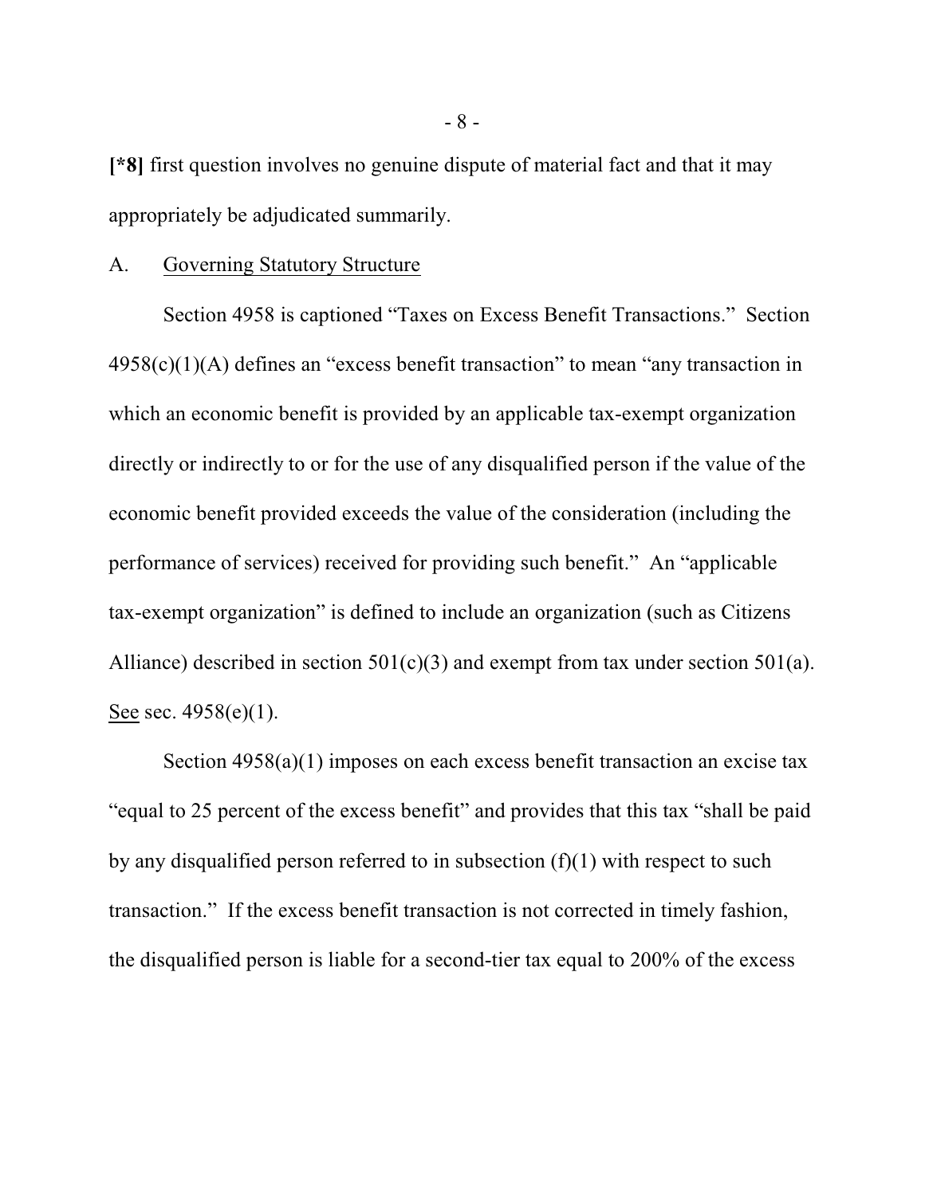**[*8]** first question involves no genuine dispute of material fact and that it may appropriately be adjudicated summarily.

## A. Governing Statutory Structure

Section 4958 is captioned "Taxes on Excess Benefit Transactions." Section 4958(c)(1)(A) defines an "excess benefit transaction" to mean "any transaction in which an economic benefit is provided by an applicable tax-exempt organization directly or indirectly to or for the use of any disqualified person if the value of the economic benefit provided exceeds the value of the consideration (including the performance of services) received for providing such benefit." An "applicable tax-exempt organization" is defined to include an organization (such as Citizens Alliance) described in section 501(c)(3) and exempt from tax under section 501(a). See sec. 4958(e)(1).

Section 4958(a)(1) imposes on each excess benefit transaction an excise tax "equal to 25 percent of the excess benefit" and provides that this tax "shall be paid by any disqualified person referred to in subsection (f)(1) with respect to such transaction." If the excess benefit transaction is not corrected in timely fashion, the disqualified person is liable for a second-tier tax equal to 200% of the excess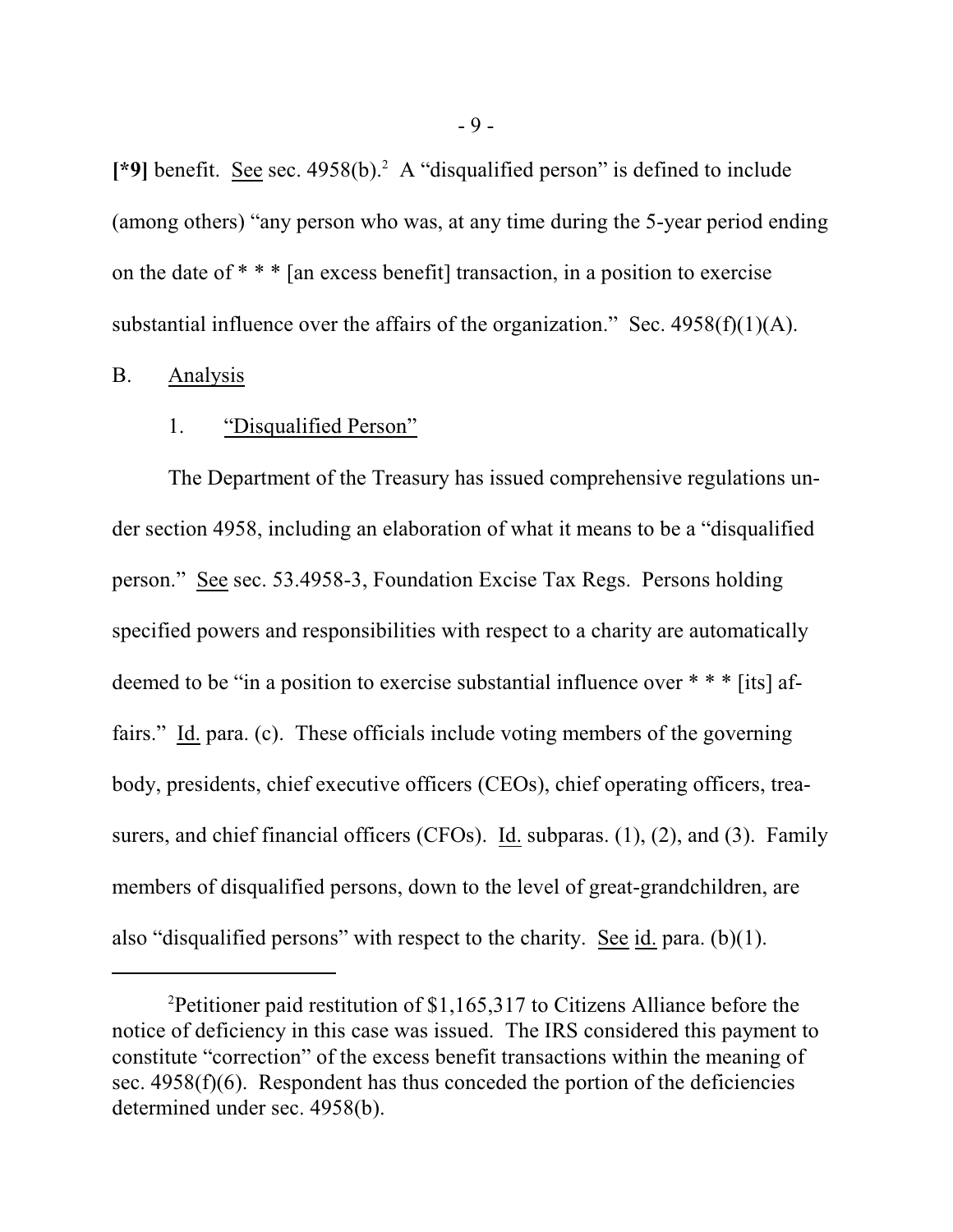[*9] benefit. See sec. 4958(b).[2] A "disqualified person" is defined to include (among others) "any person who was, at any time during the 5-year period ending on the date of * * * [an excess benefit] transaction, in a position to exercise substantial influence over the affairs of the organization." Sec. 4958(f)(1)(A).

## B. Analysis

### 1. "Disqualified Person"

The Department of the Treasury has issued comprehensive regulations under section 4958, including an elaboration of what it means to be a "disqualified person." See sec. 53.4958-3, Foundation Excise Tax Regs. Persons holding specified powers and responsibilities with respect to a charity are automatically deemed to be "in a position to exercise substantial influence over * * * [its] affairs." Id. para. (c). These officials include voting members of the governing body, presidents, chief executive officers (CEOs), chief operating officers, treasurers, and chief financial officers (CFOs). Id. subparas. (1), (2), and (3). Family members of disqualified persons, down to the level of great-grandchildren, are also "disqualified persons" with respect to the charity. See id. para. (b)(1).

---

[2] Petitioner paid restitution of $1,165,317 to Citizens Alliance before the notice of deficiency in this case was issued. The IRS considered this payment to constitute "correction" of the excess benefit transactions within the meaning of sec. 4958(f)(6). Respondent has thus conceded the portion of the deficiencies determined under sec. 4958(b).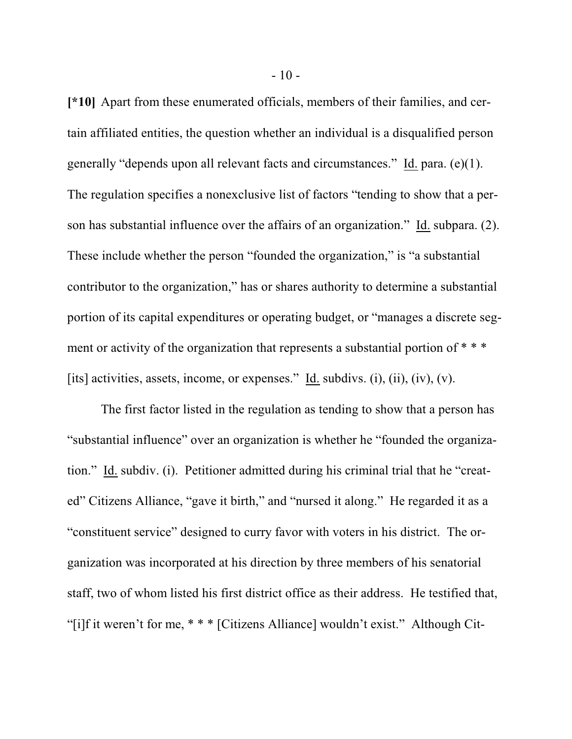**[*10]** Apart from these enumerated officials, members of their families, and certain affiliated entities, the question whether an individual is a disqualified person generally "depends upon all relevant facts and circumstances." Id. para. (e)(1). The regulation specifies a nonexclusive list of factors "tending to show that a person has substantial influence over the affairs of an organization." Id. subpara. (2). These include whether the person "founded the organization," is "a substantial contributor to the organization," has or shares authority to determine a substantial portion of its capital expenditures or operating budget, or "manages a discrete segment or activity of the organization that represents a substantial portion of * * * [its] activities, assets, income, or expenses." Id. subdivs. (i), (ii), (iv), (v).

The first factor listed in the regulation as tending to show that a person has "substantial influence" over an organization is whether he "founded the organization." Id. subdiv. (i). Petitioner admitted during his criminal trial that he "created" Citizens Alliance, "gave it birth," and "nursed it along." He regarded it as a "constituent service" designed to curry favor with voters in his district. The organization was incorporated at his direction by three members of his senatorial staff, two of whom listed his first district office as their address. He testified that, "[i]f it weren't for me, * * * [Citizens Alliance] wouldn't exist." Although Cit-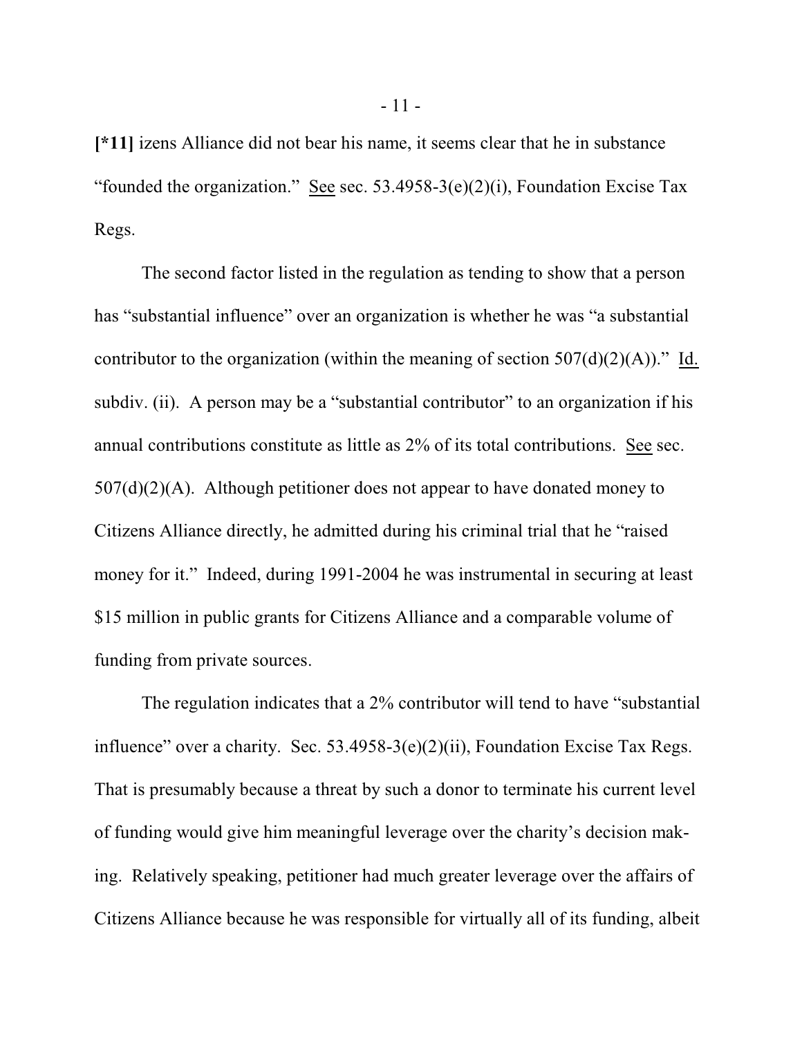**[*11]** izens Alliance did not bear his name, it seems clear that he in substance "founded the organization." See sec. 53.4958-3(e)(2)(i), Foundation Excise Tax Regs.

The second factor listed in the regulation as tending to show that a person has "substantial influence" over an organization is whether he was "a substantial contributor to the organization (within the meaning of section 507(d)(2)(A))." Id. subdiv. (ii). A person may be a "substantial contributor" to an organization if his annual contributions constitute as little as 2% of its total contributions. See sec. 507(d)(2)(A). Although petitioner does not appear to have donated money to Citizens Alliance directly, he admitted during his criminal trial that he "raised money for it." Indeed, during 1991-2004 he was instrumental in securing at least $15 million in public grants for Citizens Alliance and a comparable volume of funding from private sources.

The regulation indicates that a 2% contributor will tend to have "substantial influence" over a charity. Sec. 53.4958-3(e)(2)(ii), Foundation Excise Tax Regs. That is presumably because a threat by such a donor to terminate his current level of funding would give him meaningful leverage over the charity's decision making. Relatively speaking, petitioner had much greater leverage over the affairs of Citizens Alliance because he was responsible for virtually all of its funding, albeit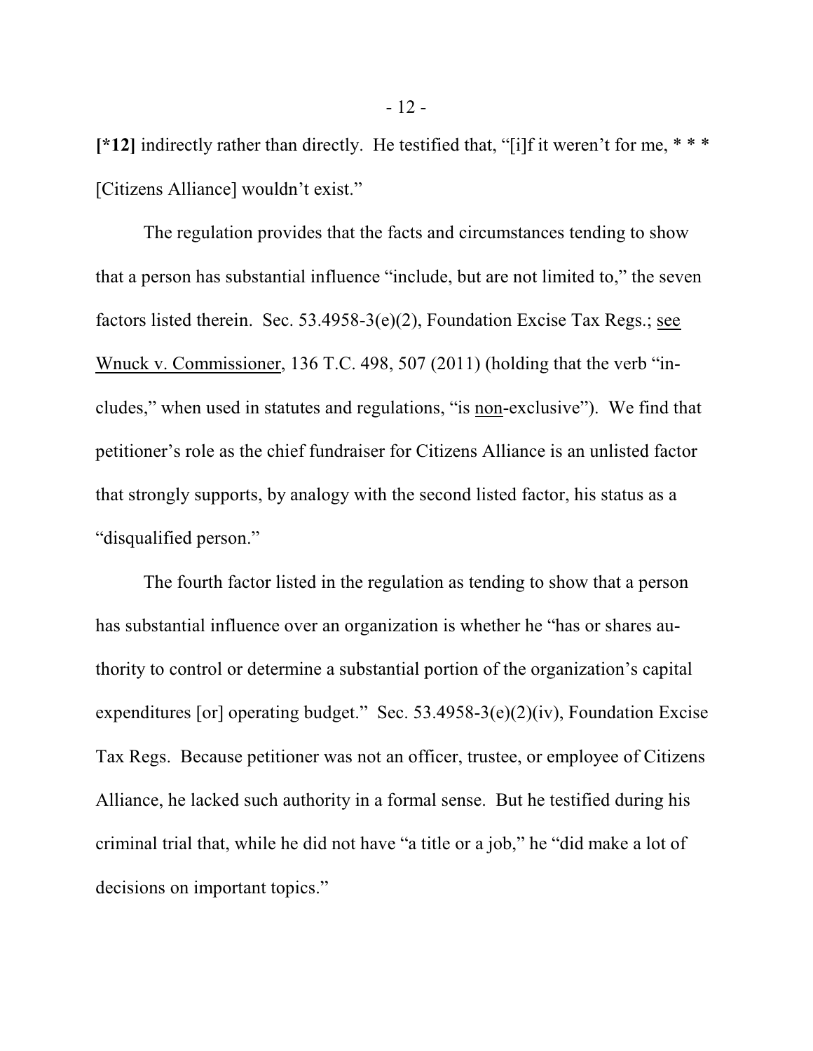**[*12]** indirectly rather than directly. He testified that, "[i]f it weren't for me, * * * [Citizens Alliance] wouldn't exist."

The regulation provides that the facts and circumstances tending to show that a person has substantial influence "include, but are not limited to," the seven factors listed therein. Sec. 53.4958-3(e)(2), Foundation Excise Tax Regs.; see Wnuck v. Commissioner, 136 T.C. 498, 507 (2011) (holding that the verb "includes," when used in statutes and regulations, "is non-exclusive"). We find that petitioner's role as the chief fundraiser for Citizens Alliance is an unlisted factor that strongly supports, by analogy with the second listed factor, his status as a "disqualified person."

The fourth factor listed in the regulation as tending to show that a person has substantial influence over an organization is whether he "has or shares authority to control or determine a substantial portion of the organization's capital expenditures [or] operating budget." Sec. 53.4958-3(e)(2)(iv), Foundation Excise Tax Regs. Because petitioner was not an officer, trustee, or employee of Citizens Alliance, he lacked such authority in a formal sense. But he testified during his criminal trial that, while he did not have "a title or a job," he "did make a lot of decisions on important topics."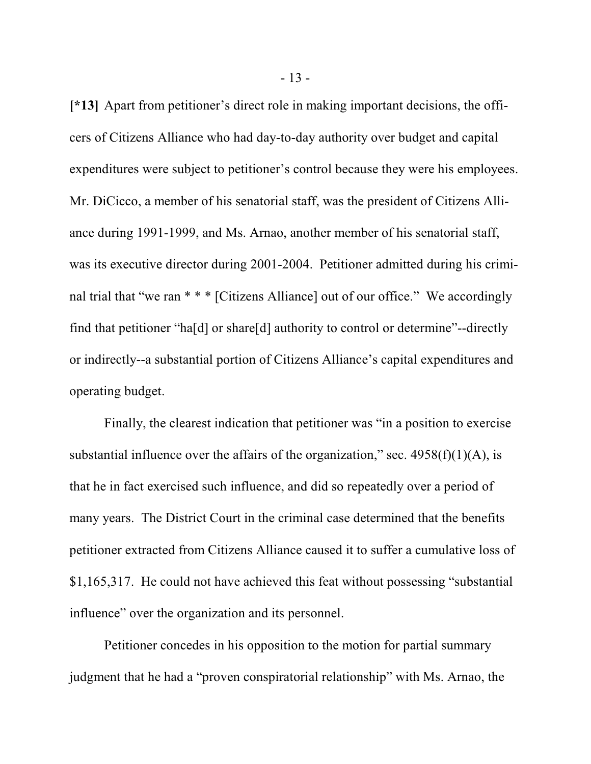**[*13]** Apart from petitioner's direct role in making important decisions, the officers of Citizens Alliance who had day-to-day authority over budget and capital expenditures were subject to petitioner's control because they were his employees. Mr. DiCicco, a member of his senatorial staff, was the president of Citizens Alliance during 1991-1999, and Ms. Arnao, another member of his senatorial staff, was its executive director during 2001-2004. Petitioner admitted during his criminal trial that "we ran * * * [Citizens Alliance] out of our office." We accordingly find that petitioner "ha[d] or share[d] authority to control or determine"--directly or indirectly--a substantial portion of Citizens Alliance's capital expenditures and operating budget.

Finally, the clearest indication that petitioner was "in a position to exercise substantial influence over the affairs of the organization," sec. 4958(f)(1)(A), is that he in fact exercised such influence, and did so repeatedly over a period of many years. The District Court in the criminal case determined that the benefits petitioner extracted from Citizens Alliance caused it to suffer a cumulative loss of $1,165,317. He could not have achieved this feat without possessing "substantial influence" over the organization and its personnel.

Petitioner concedes in his opposition to the motion for partial summary judgment that he had a "proven conspiratorial relationship" with Ms. Arnao, the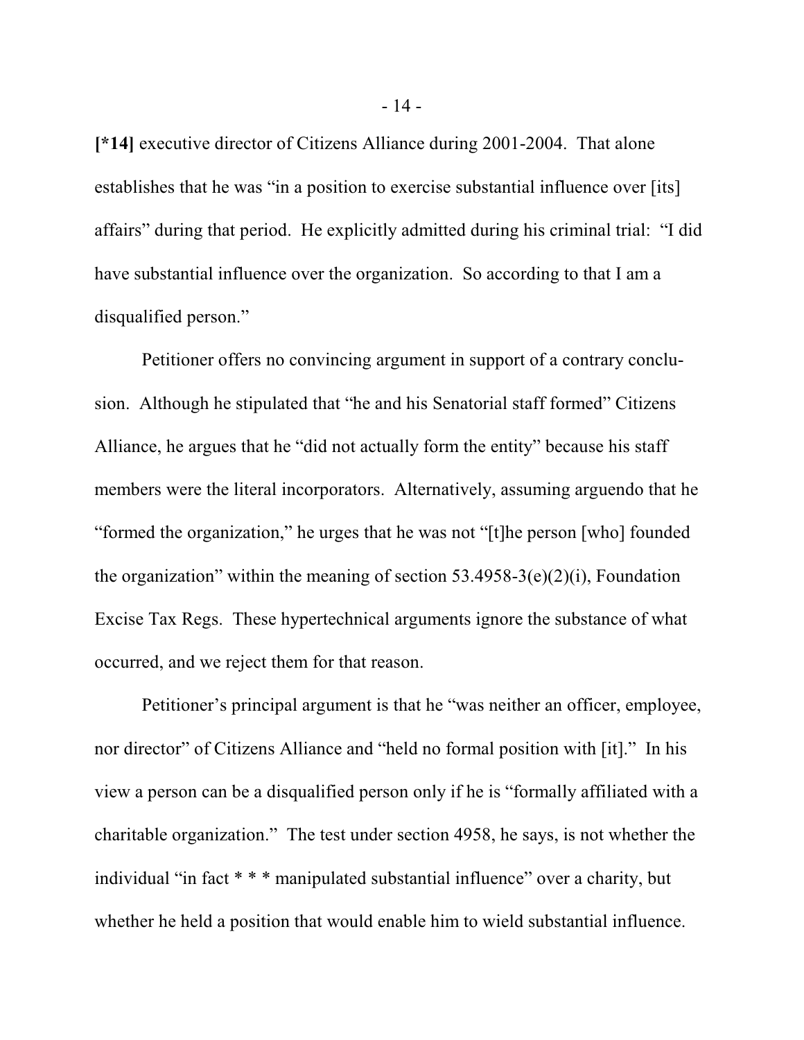**[*14]** executive director of Citizens Alliance during 2001-2004. That alone establishes that he was "in a position to exercise substantial influence over [its] affairs" during that period. He explicitly admitted during his criminal trial: "I did have substantial influence over the organization. So according to that I am a disqualified person."

Petitioner offers no convincing argument in support of a contrary conclusion. Although he stipulated that "he and his Senatorial staff formed" Citizens Alliance, he argues that he "did not actually form the entity" because his staff members were the literal incorporators. Alternatively, assuming arguendo that he "formed the organization," he urges that he was not "[t]he person [who] founded the organization" within the meaning of section 53.4958-3(e)(2)(i), Foundation Excise Tax Regs. These hypertechnical arguments ignore the substance of what occurred, and we reject them for that reason.

Petitioner's principal argument is that he "was neither an officer, employee, nor director" of Citizens Alliance and "held no formal position with [it]." In his view a person can be a disqualified person only if he is "formally affiliated with a charitable organization." The test under section 4958, he says, is not whether the individual "in fact * * * manipulated substantial influence" over a charity, but whether he held a position that would enable him to wield substantial influence.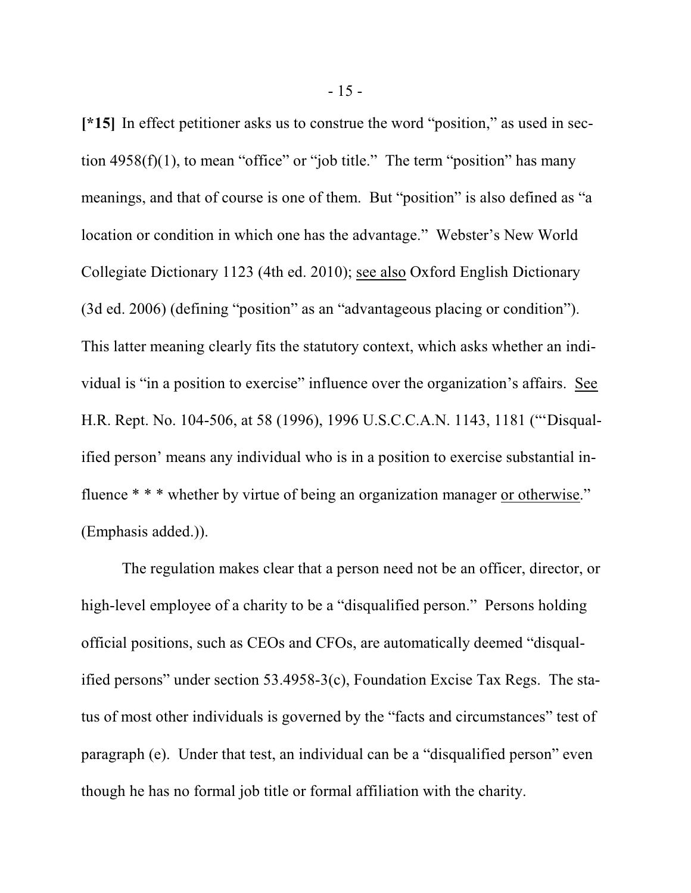**[*15]** In effect petitioner asks us to construe the word "position," as used in section 4958(f)(1), to mean "office" or "job title." The term "position" has many meanings, and that of course is one of them. But "position" is also defined as "a location or condition in which one has the advantage." Webster's New World Collegiate Dictionary 1123 (4th ed. 2010); see also Oxford English Dictionary (3d ed. 2006) (defining "position" as an "advantageous placing or condition"). This latter meaning clearly fits the statutory context, which asks whether an individual is "in a position to exercise" influence over the organization's affairs. See H.R. Rept. No. 104-506, at 58 (1996), 1996 U.S.C.C.A.N. 1143, 1181 ("'Disqualified person' means any individual who is in a position to exercise substantial influence * * * whether by virtue of being an organization manager or otherwise." (Emphasis added.)).

The regulation makes clear that a person need not be an officer, director, or high-level employee of a charity to be a "disqualified person." Persons holding official positions, such as CEOs and CFOs, are automatically deemed "disqualified persons" under section 53.4958-3(c), Foundation Excise Tax Regs. The status of most other individuals is governed by the "facts and circumstances" test of paragraph (e). Under that test, an individual can be a "disqualified person" even though he has no formal job title or formal affiliation with the charity.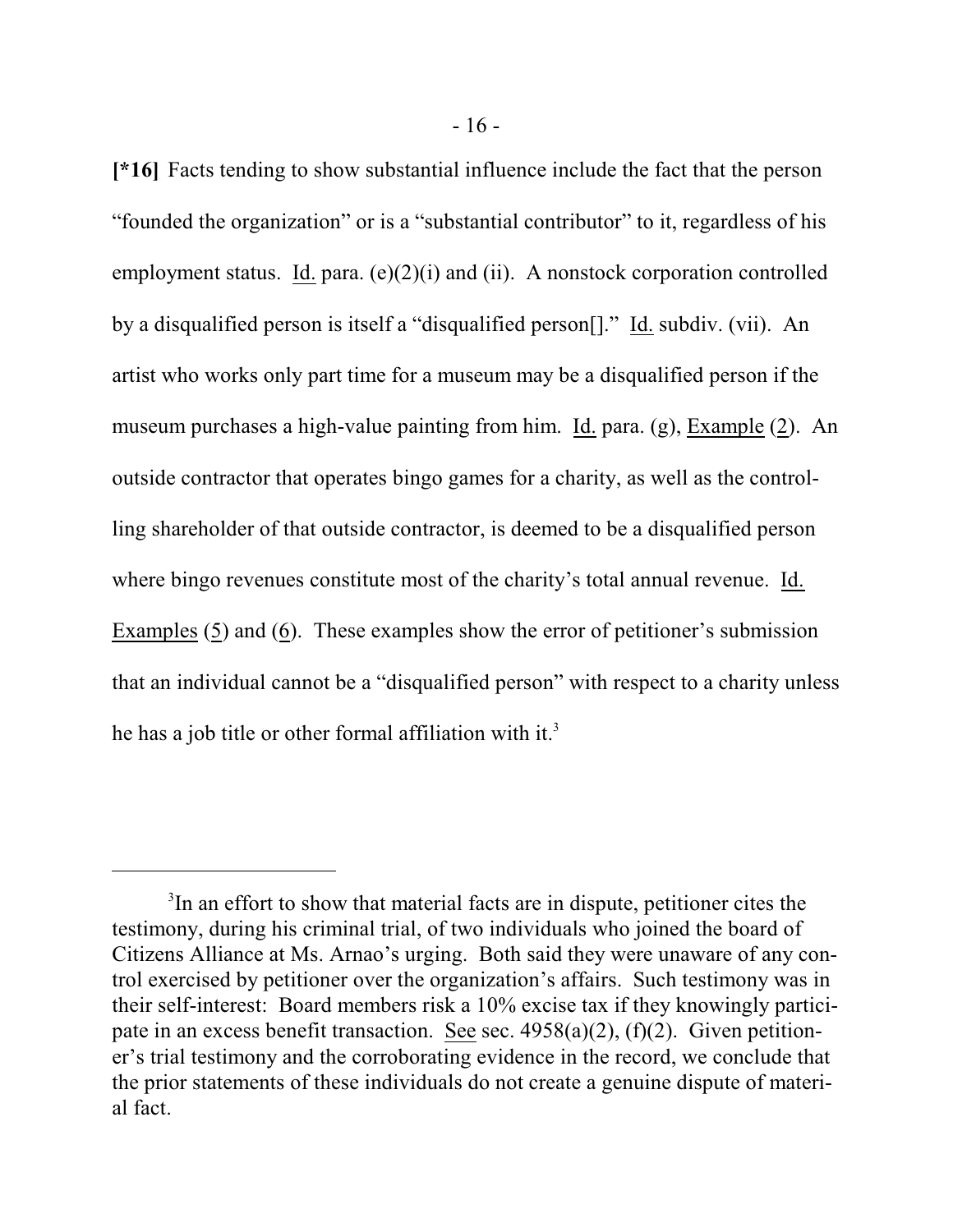**[*16]** Facts tending to show substantial influence include the fact that the person "founded the organization" or is a "substantial contributor" to it, regardless of his employment status. Id. para. (e)(2)(i) and (ii). A nonstock corporation controlled by a disqualified person is itself a "disqualified person[]." Id. subdiv. (vii). An artist who works only part time for a museum may be a disqualified person if the museum purchases a high-value painting from him. Id. para. (g), Example (2). An outside contractor that operates bingo games for a charity, as well as the controlling shareholder of that outside contractor, is deemed to be a disqualified person where bingo revenues constitute most of the charity's total annual revenue. Id. Examples (5) and (6). These examples show the error of petitioner's submission that an individual cannot be a "disqualified person" with respect to a charity unless he has a job title or other formal affiliation with it.[3]

---

[3]In an effort to show that material facts are in dispute, petitioner cites the testimony, during his criminal trial, of two individuals who joined the board of Citizens Alliance at Ms. Arnao's urging. Both said they were unaware of any control exercised by petitioner over the organization's affairs. Such testimony was in their self-interest: Board members risk a 10% excise tax if they knowingly participate in an excess benefit transaction. See sec. 4958(a)(2), (f)(2). Given petitioner's trial testimony and the corroborating evidence in the record, we conclude that the prior statements of these individuals do not create a genuine dispute of material fact.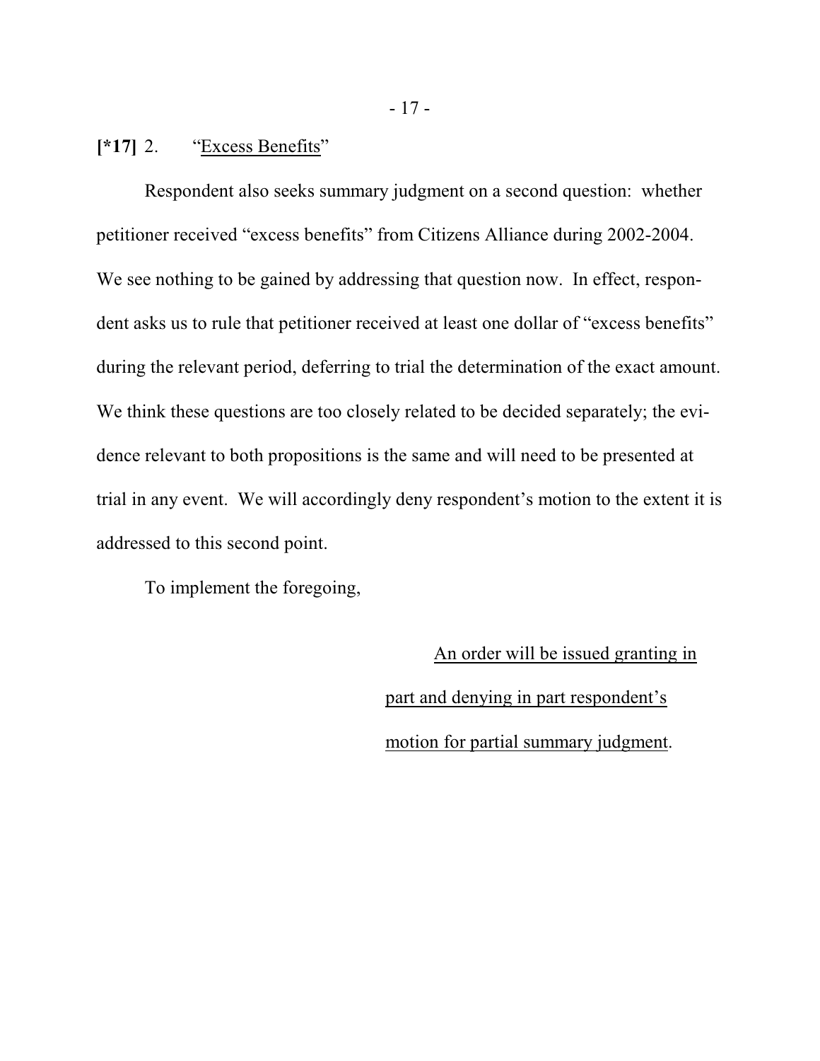**[*17]** 2. "Excess Benefits"

Respondent also seeks summary judgment on a second question: whether petitioner received "excess benefits" from Citizens Alliance during 2002-2004. We see nothing to be gained by addressing that question now. In effect, respondent asks us to rule that petitioner received at least one dollar of "excess benefits" during the relevant period, deferring to trial the determination of the exact amount. We think these questions are too closely related to be decided separately; the evidence relevant to both propositions is the same and will need to be presented at trial in any event. We will accordingly deny respondent's motion to the extent it is addressed to this second point.

To implement the foregoing,

An order will be issued granting in part and denying in part respondent's motion for partial summary judgment.